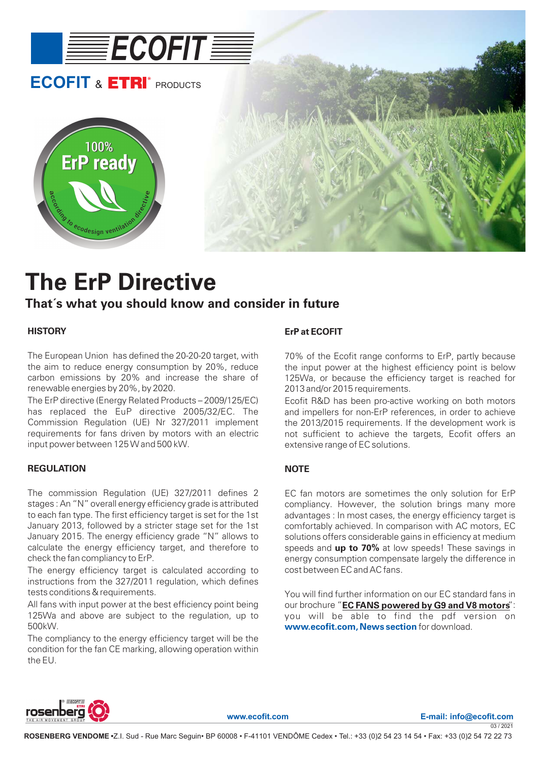ECOFIT & ETRI® PRODUCTS

100% ErP ready — according to ecodesign ventilation directive

# The ErP Directive

## That´s what you should know and consider in future

### HISTORY

The European Union has defined the 20-20-20 target, with the aim to reduce energy consumption by 20%, reduce carbon emissions by 20% and increase the share of renewable energies by 20%, by 2020.

The ErP directive (Energy Related Products – 2009/125/EC) has replaced the EuP directive 2005/32/EC. The Commission Regulation (UE) Nr 327/2011 implement requirements for fans driven by motors with an electric input power between 125 W and 500 kW.

### REGULATION

The commission Regulation (UE) 327/2011 defines 2 stages : An "N" overall energy efficiency grade is attributed to each fan type. The first efficiency target is set for the 1st January 2013, followed by a stricter stage set for the 1st January 2015. The energy efficiency grade "N" allows to calculate the energy efficiency target, and therefore to check the fan compliancy to ErP.

The energy efficiency target is calculated according to instructions from the 327/2011 regulation, which defines tests conditions & requirements.

All fans with input power at the best efficiency point being 125Wa and above are subject to the regulation, up to 500kW.

The compliancy to the energy efficiency target will be the condition for the fan CE marking, allowing operation within the EU.

### ErP at ECOFIT

70% of the Ecofit range conforms to ErP, partly because the input power at the highest efficiency point is below 125Wa, or because the efficiency target is reached for 2013 and/or 2015 requirements.

Ecofit R&D has been pro-active working on both motors and impellers for non-ErP references, in order to achieve the 2013/2015 requirements. If the development work is not sufficient to achieve the targets, Ecofit offers an extensive range of EC solutions.

### NOTE

EC fan motors are sometimes the only solution for ErP compliancy. However, the solution brings many more advantages : In most cases, the energy efficiency target is comfortably achieved. In comparison with AC motors, EC solutions offers considerable gains in efficiency at medium speeds and **up to 70%** at low speeds! These savings in energy consumption compensate largely the difference in cost between EC and AC fans.

You will find further information on our EC standard fans in our brochure "**EC FANS powered by G9 and V8 motors**": you will be able to find the pdf version on **www.ecofit.com, News section** for download.

**www.ecofit.com** **E-mail: info@ecofit.com**

03 / 2021

**ROSENBERG VENDOME** •Z.I. Sud - Rue Marc Seguin• BP 60008 • F-41101 VENDÔME Cedex • Tel.: +33 (0)2 54 23 14 54 • Fax: +33 (0)2 54 72 22 73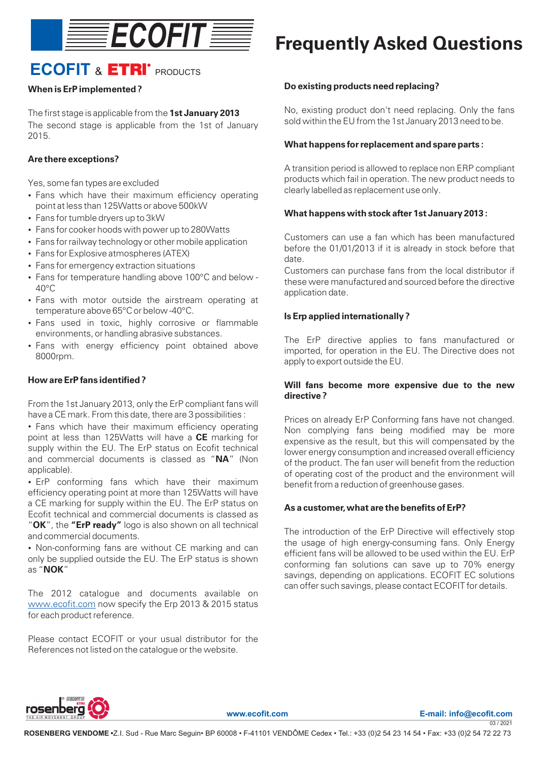# Frequently Asked Questions

## ECOFIT & ETRI PRODUCTS

**When is ErP implemented ?**

The first stage is applicable from the **1st January 2013**
The second stage is applicable from the 1st of January 2015.

**Are there exceptions?**

Yes, some fan types are excluded

- Fans which have their maximum efficiency operating point at less than 125Watts or above 500kW
- Fans for tumble dryers up to 3kW
- Fans for cooker hoods with power up to 280Watts
- Fans for railway technology or other mobile application
- Fans for Explosive atmospheres (ATEX)
- Fans for emergency extraction situations
- Fans for temperature handling above 100°C and below -40°C
- Fans with motor outside the airstream operating at temperature above 65°C or below -40°C.
- Fans used in toxic, highly corrosive or flammable environments, or handling abrasive substances.
- Fans with energy efficiency point obtained above 8000rpm.

**How are ErP fans identified ?**

From the 1st January 2013, only the ErP compliant fans will have a CE mark. From this date, there are 3 possibilities :

• Fans which have their maximum efficiency operating point at less than 125Watts will have a **CE** marking for supply within the EU. The ErP status on Ecofit technical and commercial documents is classed as "**NA**" (Non applicable).

• ErP conforming fans which have their maximum efficiency operating point at more than 125Watts will have a CE marking for supply within the EU. The ErP status on Ecofit technical and commercial documents is classed as "**OK**", the **"ErP ready"** logo is also shown on all technical and commercial documents.

• Non-conforming fans are without CE marking and can only be supplied outside the EU. The ErP status is shown as "**NOK**"

The 2012 catalogue and documents available on www.ecofit.com now specify the Erp 2013 & 2015 status for each product reference.

Please contact ECOFIT or your usual distributor for the References not listed on the catalogue or the website.

**Do existing products need replacing?**

No, existing product don't need replacing. Only the fans sold within the EU from the 1st January 2013 need to be.

**What happens for replacement and spare parts :**

A transition period is allowed to replace non ERP compliant products which fail in operation. The new product needs to clearly labelled as replacement use only.

**What happens with stock after 1st January 2013 :**

Customers can use a fan which has been manufactured before the 01/01/2013 if it is already in stock before that date.
Customers can purchase fans from the local distributor if these were manufactured and sourced before the directive application date.

**Is Erp applied internationally ?**

The ErP directive applies to fans manufactured or imported, for operation in the EU. The Directive does not apply to export outside the EU.

**Will fans become more expensive due to the new directive ?**

Prices on already ErP Conforming fans have not changed. Non complying fans being modified may be more expensive as the result, but this will compensated by the lower energy consumption and increased overall efficiency of the product. The fan user will benefit from the reduction of operating cost of the product and the environment will benefit from a reduction of greenhouse gases.

**As a customer, what are the benefits of ErP?**

The introduction of the ErP Directive will effectively stop the usage of high energy-consuming fans. Only Energy efficient fans will be allowed to be used within the EU. ErP conforming fan solutions can save up to 70% energy savings, depending on applications. ECOFIT EC solutions can offer such savings, please contact ECOFIT for details.

www.ecofit.com

E-mail: info@ecofit.com

03 / 2021

**ROSENBERG VENDOME** •Z.I. Sud - Rue Marc Seguin• BP 60008 • F-41101 VENDÔME Cedex • Tel.: +33 (0)2 54 23 14 54 • Fax: +33 (0)2 54 72 22 73